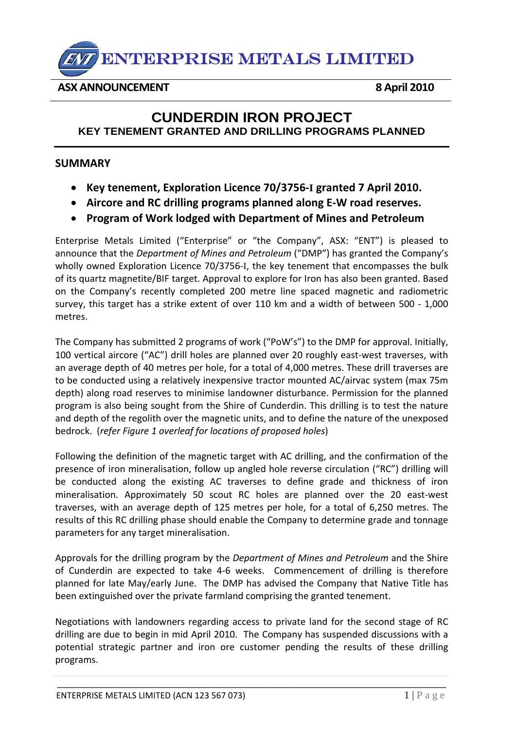**ENTERPRISE METALS LIMITED**

**ASX ANNOUNCEMENT** **8 April 2010**

# CUNDERDIN IRON PROJECT

## KEY TENEMENT GRANTED AND DRILLING PROGRAMS PLANNED

## SUMMARY

- **Key tenement, Exploration Licence 70/3756-I granted 7 April 2010.**
- **Aircore and RC drilling programs planned along E-W road reserves.**
- **Program of Work lodged with Department of Mines and Petroleum**

Enterprise Metals Limited ("Enterprise" or "the Company", ASX: "ENT") is pleased to announce that the *Department of Mines and Petroleum* ("DMP") has granted the Company's wholly owned Exploration Licence 70/3756-I, the key tenement that encompasses the bulk of its quartz magnetite/BIF target. Approval to explore for Iron has also been granted. Based on the Company's recently completed 200 metre line spaced magnetic and radiometric survey, this target has a strike extent of over 110 km and a width of between 500 - 1,000 metres.

The Company has submitted 2 programs of work ("PoW's") to the DMP for approval. Initially, 100 vertical aircore ("AC") drill holes are planned over 20 roughly east-west traverses, with an average depth of 40 metres per hole, for a total of 4,000 metres. These drill traverses are to be conducted using a relatively inexpensive tractor mounted AC/airvac system (max 75m depth) along road reserves to minimise landowner disturbance. Permission for the planned program is also being sought from the Shire of Cunderdin. This drilling is to test the nature and depth of the regolith over the magnetic units, and to define the nature of the unexposed bedrock. (*refer Figure 1 overleaf for locations of proposed holes*)

Following the definition of the magnetic target with AC drilling, and the confirmation of the presence of iron mineralisation, follow up angled hole reverse circulation ("RC") drilling will be conducted along the existing AC traverses to define grade and thickness of iron mineralisation. Approximately 50 scout RC holes are planned over the 20 east-west traverses, with an average depth of 125 metres per hole, for a total of 6,250 metres. The results of this RC drilling phase should enable the Company to determine grade and tonnage parameters for any target mineralisation.

Approvals for the drilling program by the *Department of Mines and Petroleum* and the Shire of Cunderdin are expected to take 4-6 weeks. Commencement of drilling is therefore planned for late May/early June. The DMP has advised the Company that Native Title has been extinguished over the private farmland comprising the granted tenement.

Negotiations with landowners regarding access to private land for the second stage of RC drilling are due to begin in mid April 2010. The Company has suspended discussions with a potential strategic partner and iron ore customer pending the results of these drilling programs.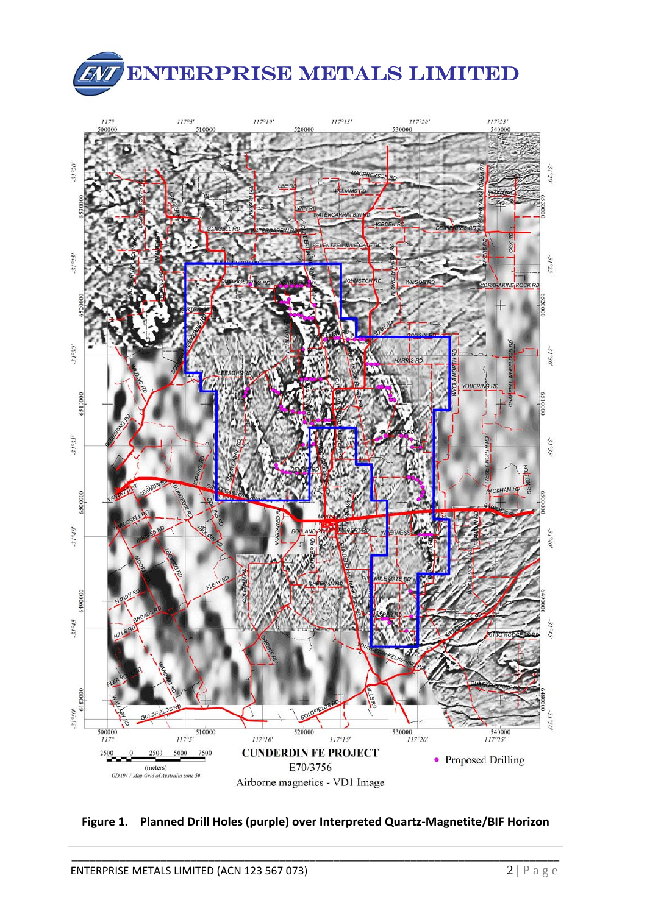**Figure 1. Planned Drill Holes (purple) over Interpreted Quartz-Magnetite/BIF Horizon**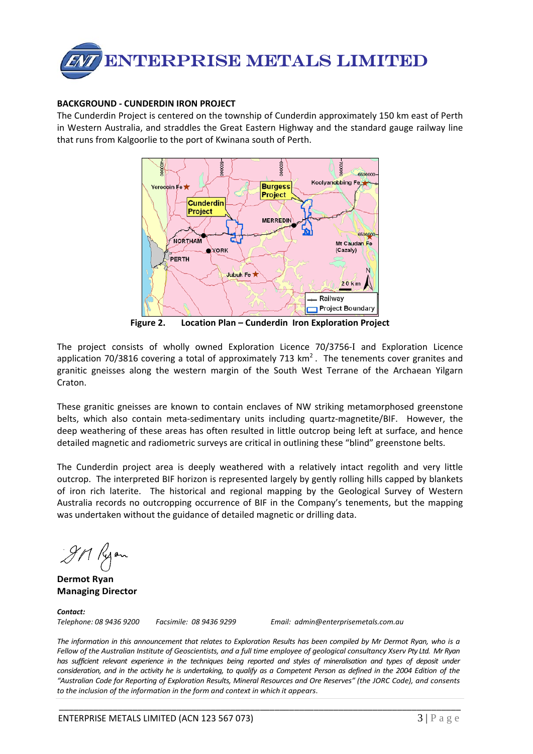ENTERPRISE METALS LIMITED

**BACKGROUND - CUNDERDIN IRON PROJECT**

The Cunderdin Project is centered on the township of Cunderdin approximately 150 km east of Perth in Western Australia, and straddles the Great Eastern Highway and the standard gauge railway line that runs from Kalgoorlie to the port of Kwinana south of Perth.

Yerecoin Fe
Cunderdin Project
Burgess Project
Koolyanobbing Fe
MERREDIN
NORTHAM
YORK
PERTH
Mt Caudan Fe (Cazaly)
Jubuk Fe
20 km
N
Railway
Project Boundary
6500000
6500000

**Figure 2. Location Plan – Cunderdin Iron Exploration Project**

The project consists of wholly owned Exploration Licence 70/3756-I and Exploration Licence application 70/3816 covering a total of approximately 713 km$^2$. The tenements cover granites and granitic gneisses along the western margin of the South West Terrane of the Archaean Yilgarn Craton.

These granitic gneisses are known to contain enclaves of NW striking metamorphosed greenstone belts, which also contain meta-sedimentary units including quartz-magnetite/BIF. However, the deep weathering of these areas has often resulted in little outcrop being left at surface, and hence detailed magnetic and radiometric surveys are critical in outlining these "blind" greenstone belts.

The Cunderdin project area is deeply weathered with a relatively intact regolith and very little outcrop. The interpreted BIF horizon is represented largely by gently rolling hills capped by blankets of iron rich laterite. The historical and regional mapping by the Geological Survey of Western Australia records no outcropping occurrence of BIF in the Company's tenements, but the mapping was undertaken without the guidance of detailed magnetic or drilling data.

**Dermot Ryan**
**Managing Director**

***Contact:***
*Telephone: 08 9436 9200 Facsimile: 08 9436 9299 Email: admin@enterprisemetals.com.au*

*The information in this announcement that relates to Exploration Results has been compiled by Mr Dermot Ryan, who is a Fellow of the Australian Institute of Geoscientists, and a full time employee of geological consultancy Xserv Pty Ltd. Mr Ryan has sufficient relevant experience in the techniques being reported and styles of mineralisation and types of deposit under consideration, and in the activity he is undertaking, to qualify as a Competent Person as defined in the 2004 Edition of the "Australian Code for Reporting of Exploration Results, Mineral Resources and Ore Reserves" (the JORC Code), and consents to the inclusion of the information in the form and context in which it appears.*

ENTERPRISE METALS LIMITED (ACN 123 567 073)